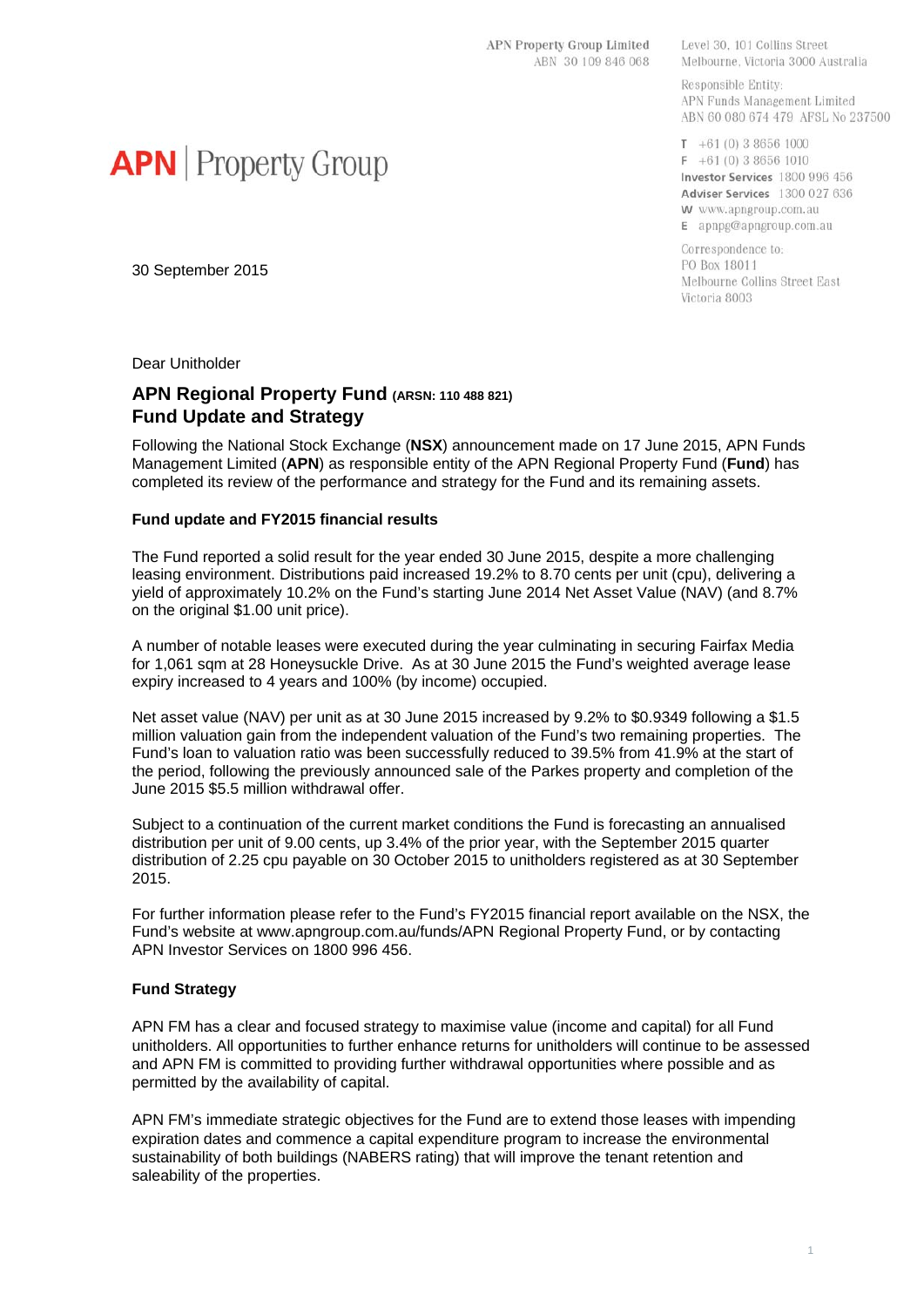APN Property Group Limited
ABN 30 109 846 068

Level 30, 101 Collins Street
Melbourne, Victoria 3000 Australia

Responsible Entity:
APN Funds Management Limited
ABN 60 080 674 479 AFSL No 237500

T +61 (0) 3 8656 1000
F +61 (0) 3 8656 1010
**Investor Services** 1800 996 456
**Adviser Services** 1300 027 636
W www.apngroup.com.au
E apnpg@apngroup.com.au

Correspondence to:
PO Box 18011
Melbourne Collins Street East
Victoria 8003

**APN** | Property Group

30 September 2015

Dear Unitholder

## APN Regional Property Fund (ARSN: 110 488 821)
## Fund Update and Strategy

Following the National Stock Exchange (**NSX**) announcement made on 17 June 2015, APN Funds Management Limited (**APN**) as responsible entity of the APN Regional Property Fund (**Fund**) has completed its review of the performance and strategy for the Fund and its remaining assets.

### Fund update and FY2015 financial results

The Fund reported a solid result for the year ended 30 June 2015, despite a more challenging leasing environment. Distributions paid increased 19.2% to 8.70 cents per unit (cpu), delivering a yield of approximately 10.2% on the Fund's starting June 2014 Net Asset Value (NAV) (and 8.7% on the original $1.00 unit price).

A number of notable leases were executed during the year culminating in securing Fairfax Media for 1,061 sqm at 28 Honeysuckle Drive. As at 30 June 2015 the Fund's weighted average lease expiry increased to 4 years and 100% (by income) occupied.

Net asset value (NAV) per unit as at 30 June 2015 increased by 9.2% to $0.9349 following a $1.5 million valuation gain from the independent valuation of the Fund's two remaining properties. The Fund's loan to valuation ratio was been successfully reduced to 39.5% from 41.9% at the start of the period, following the previously announced sale of the Parkes property and completion of the June 2015 $5.5 million withdrawal offer.

Subject to a continuation of the current market conditions the Fund is forecasting an annualised distribution per unit of 9.00 cents, up 3.4% of the prior year, with the September 2015 quarter distribution of 2.25 cpu payable on 30 October 2015 to unitholders registered as at 30 September 2015.

For further information please refer to the Fund's FY2015 financial report available on the NSX, the Fund's website at www.apngroup.com.au/funds/APN Regional Property Fund, or by contacting APN Investor Services on 1800 996 456.

### Fund Strategy

APN FM has a clear and focused strategy to maximise value (income and capital) for all Fund unitholders. All opportunities to further enhance returns for unitholders will continue to be assessed and APN FM is committed to providing further withdrawal opportunities where possible and as permitted by the availability of capital.

APN FM's immediate strategic objectives for the Fund are to extend those leases with impending expiration dates and commence a capital expenditure program to increase the environmental sustainability of both buildings (NABERS rating) that will improve the tenant retention and saleability of the properties.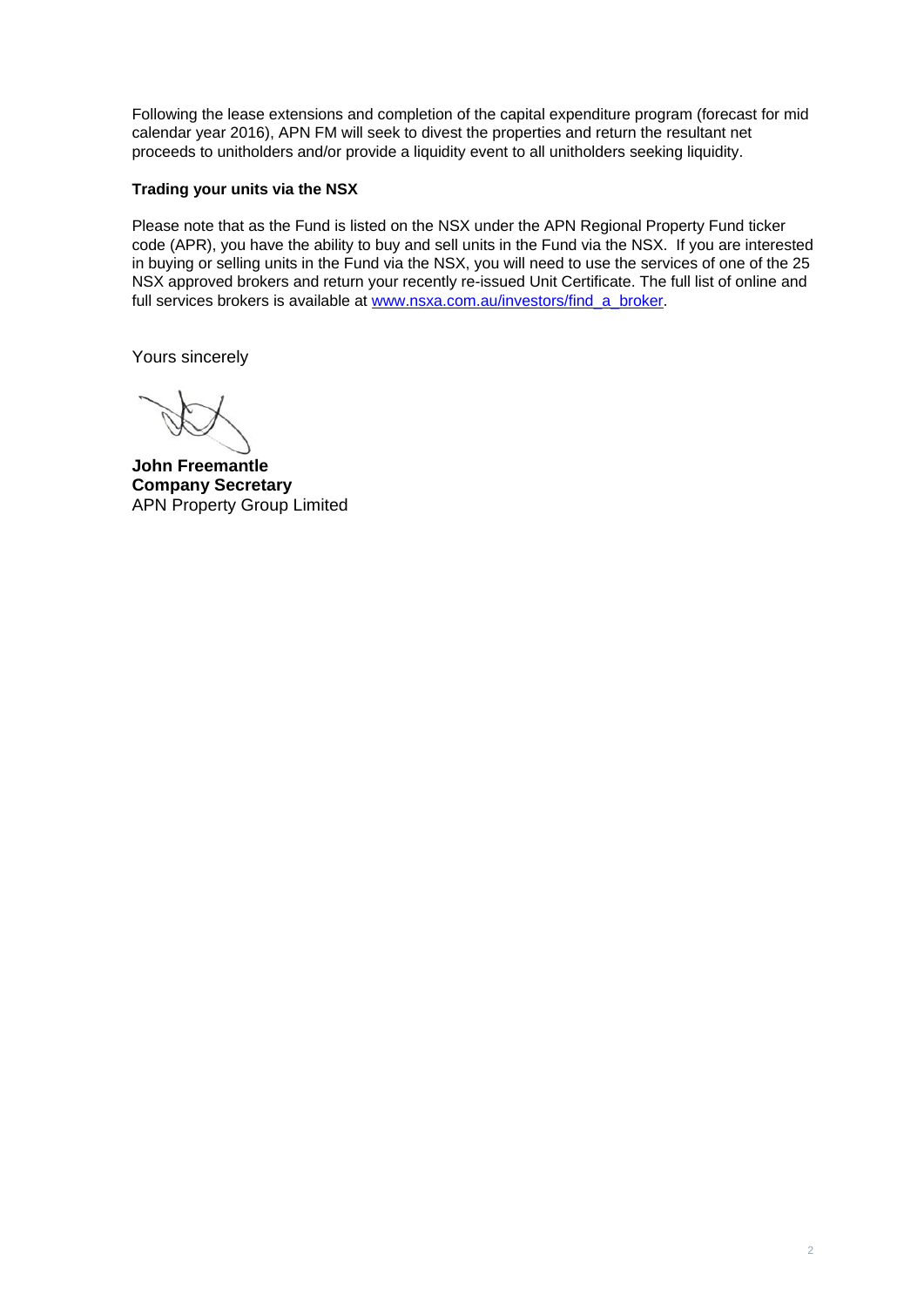Following the lease extensions and completion of the capital expenditure program (forecast for mid calendar year 2016), APN FM will seek to divest the properties and return the resultant net proceeds to unitholders and/or provide a liquidity event to all unitholders seeking liquidity.

**Trading your units via the NSX**

Please note that as the Fund is listed on the NSX under the APN Regional Property Fund ticker code (APR), you have the ability to buy and sell units in the Fund via the NSX. If you are interested in buying or selling units in the Fund via the NSX, you will need to use the services of one of the 25 NSX approved brokers and return your recently re-issued Unit Certificate. The full list of online and full services brokers is available at www.nsxa.com.au/investors/find_a_broker.

Yours sincerely

**John Freemantle**
**Company Secretary**
APN Property Group Limited